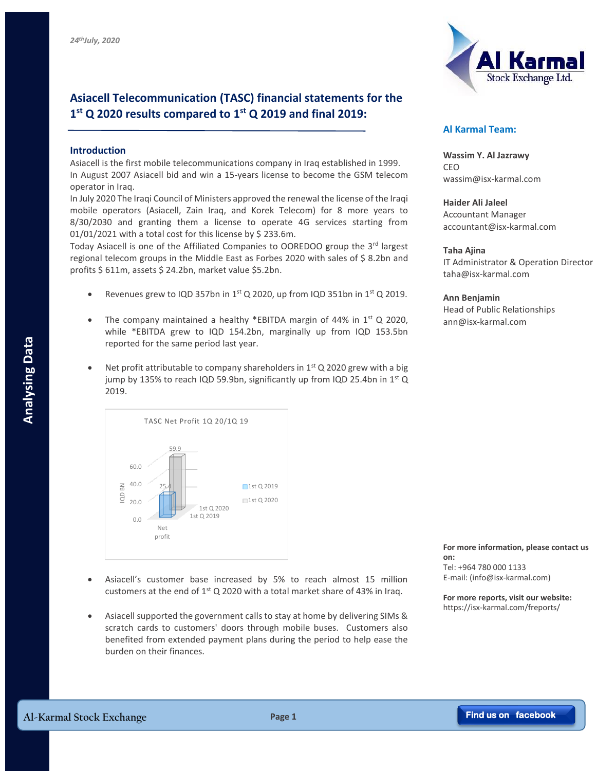*24th July, 2020*

# Asiacell Telecommunication (TASC) financial statements for the 1st Q 2020 results compared to 1st Q 2019 and final 2019:

## Introduction

Asiacell is the first mobile telecommunications company in Iraq established in 1999.
In August 2007 Asiacell bid and win a 15-years license to become the GSM telecom operator in Iraq.
In July 2020 The Iraqi Council of Ministers approved the renewal the license of the Iraqi mobile operators (Asiacell, Zain Iraq, and Korek Telecom) for 8 more years to 8/30/2030 and granting them a license to operate 4G services starting from 01/01/2021 with a total cost for this license by $ 233.6m.
Today Asiacell is one of the Affiliated Companies to OOREDOO group the 3rd largest regional telecom groups in the Middle East as Forbes 2020 with sales of $ 8.2bn and profits $ 611m, assets $ 24.2bn, market value $5.2bn.

- Revenues grew to IQD 357bn in 1st Q 2020, up from IQD 351bn in 1st Q 2019.
- The company maintained a healthy *EBITDA margin of 44% in 1st Q 2020, while *EBITDA grew to IQD 154.2bn, marginally up from IQD 153.5bn reported for the same period last year.
- Net profit attributable to company shareholders in 1st Q 2020 grew with a big jump by 135% to reach IQD 59.9bn, significantly up from IQD 25.4bn in 1st Q 2019.

TASC Net Profit 1Q 20/1Q 19

| | 1st Q 2019 | 1st Q 2020 |
|---|---|---|
| Net profit (IQD BN) | 25.4 | 59.9 |

- Asiacell's customer base increased by 5% to reach almost 15 million customers at the end of 1st Q 2020 with a total market share of 43% in Iraq.
- Asiacell supported the government calls to stay at home by delivering SIMs & scratch cards to customers' doors through mobile buses. Customers also benefited from extended payment plans during the period to help ease the burden on their finances.

## Al Karmal Team:

**Wassim Y. Al Jazrawy**
CEO
wassim@isx-karmal.com

**Haider Ali Jaleel**
Accountant Manager
accountant@isx-karmal.com

**Taha Ajina**
IT Administrator & Operation Director
taha@isx-karmal.com

**Ann Benjamin**
Head of Public Relationships
ann@isx-karmal.com

**For more information, please contact us on:**
Tel: +964 780 000 1133
E-mail: (info@isx-karmal.com)

**For more reports, visit our website:**
https://isx-karmal.com/freports/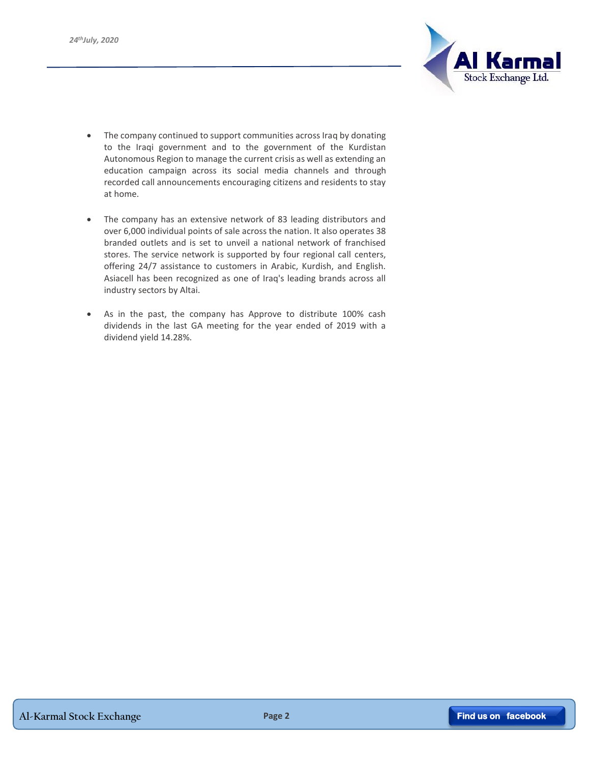- The company continued to support communities across Iraq by donating to the Iraqi government and to the government of the Kurdistan Autonomous Region to manage the current crisis as well as extending an education campaign across its social media channels and through recorded call announcements encouraging citizens and residents to stay at home.

- The company has an extensive network of 83 leading distributors and over 6,000 individual points of sale across the nation. It also operates 38 branded outlets and is set to unveil a national network of franchised stores. The service network is supported by four regional call centers, offering 24/7 assistance to customers in Arabic, Kurdish, and English. Asiacell has been recognized as one of Iraq's leading brands across all industry sectors by Altai.

- As in the past, the company has Approve to distribute 100% cash dividends in the last GA meeting for the year ended of 2019 with a dividend yield 14.28%.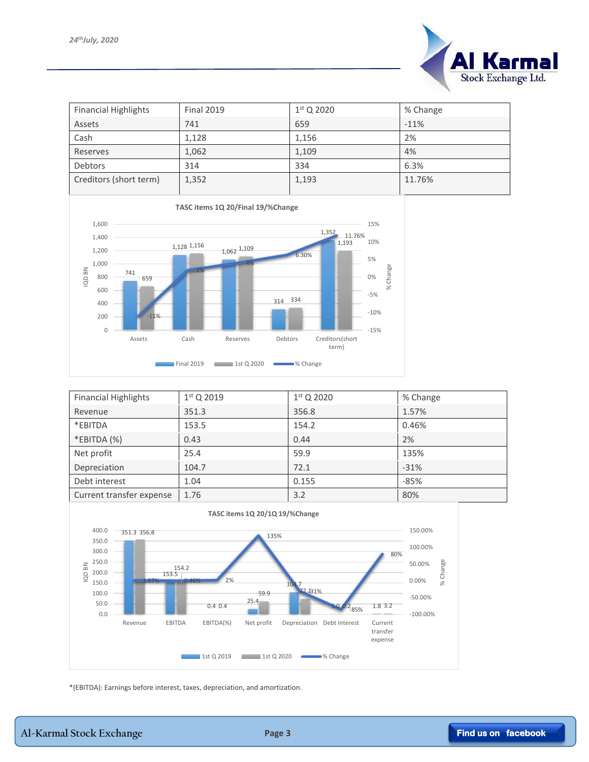| Financial Highlights | Final 2019 | 1st Q 2020 | % Change |
|---|---|---|---|
| Assets | 741 | 659 | -11% |
| Cash | 1,128 | 1,156 | 2% |
| Reserves | 1,062 | 1,109 | 4% |
| Debtors | 314 | 334 | 6.3% |
| Creditors (short term) | 1,352 | 1,193 | 11.76% |

**TASC items 1Q 20/Final 19/%Change**

| Item | Final 2019 | 1st Q 2020 | % Change |
|---|---|---|---|
| Assets | 741 | 659 | -11% |
| Cash | 1,128 | 1,156 | 2% |
| Reserves | 1,062 | 1,109 | 4% |
| Debtors | 314 | 334 | 6.30% |
| Creditors(short term) | 1,352 | 1,193 | 11.76% |

| Financial Highlights | 1st Q 2019 | 1st Q 2020 | % Change |
|---|---|---|---|
| Revenue | 351.3 | 356.8 | 1.57% |
| *EBITDA | 153.5 | 154.2 | 0.46% |
| *EBITDA (%) | 0.43 | 0.44 | 2% |
| Net profit | 25.4 | 59.9 | 135% |
| Depreciation | 104.7 | 72.1 | -31% |
| Debt interest | 1.04 | 0.155 | -85% |
| Current transfer expense | 1.76 | 3.2 | 80% |

**TASC items 1Q 20/1Q 19/%Change**

| Item | 1st Q 2019 | 1st Q 2020 | % Change |
|---|---|---|---|
| Revenue | 351.3 | 356.8 | 1.57% |
| EBITDA | 153.5 | 154.2 | 0.46% |
| EBITDA(%) | 0.4 | 0.4 | 2% |
| Net profit | 25.4 | 59.9 | 135% |
| Depreciation | 104.7 | 72.1 | -31% |
| Debt interest | 1.0 | 0.2 | -85% |
| Current transfer expense | 1.8 | 3.2 | 80% |

*(EBITDA): Earnings before interest, taxes, depreciation, and amortization.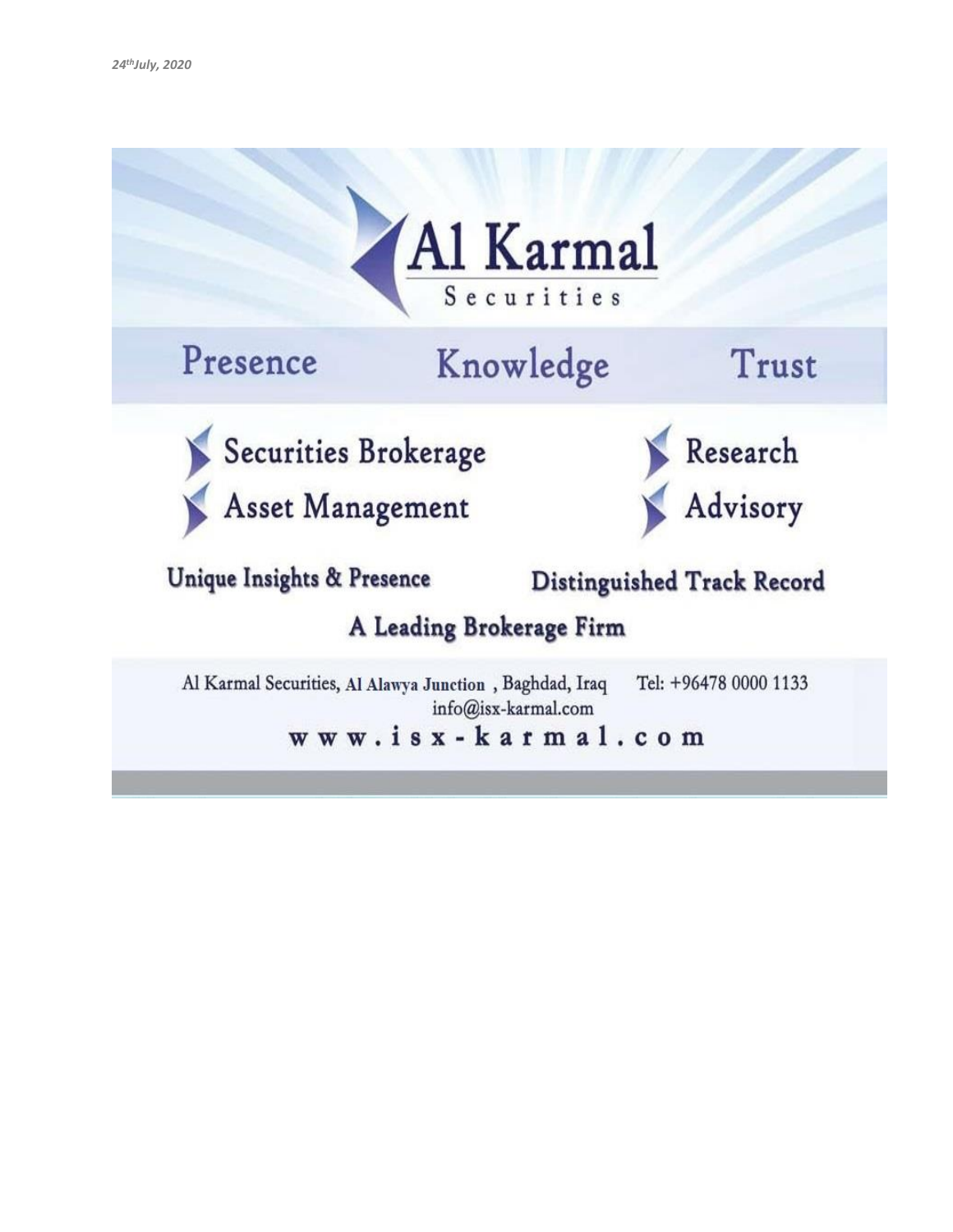*24th July, 2020*

# Al Karmal

Securities

**Presence** **Knowledge** **Trust**

- Securities Brokerage
- Asset Management
- Research
- Advisory

**Unique Insights & Presence** **Distinguished Track Record**

**A Leading Brokerage Firm**

Al Karmal Securities, Al Alawya Junction, Baghdad, Iraq Tel: +96478 0000 1133

info@isx-karmal.com

www.isx-karmal.com